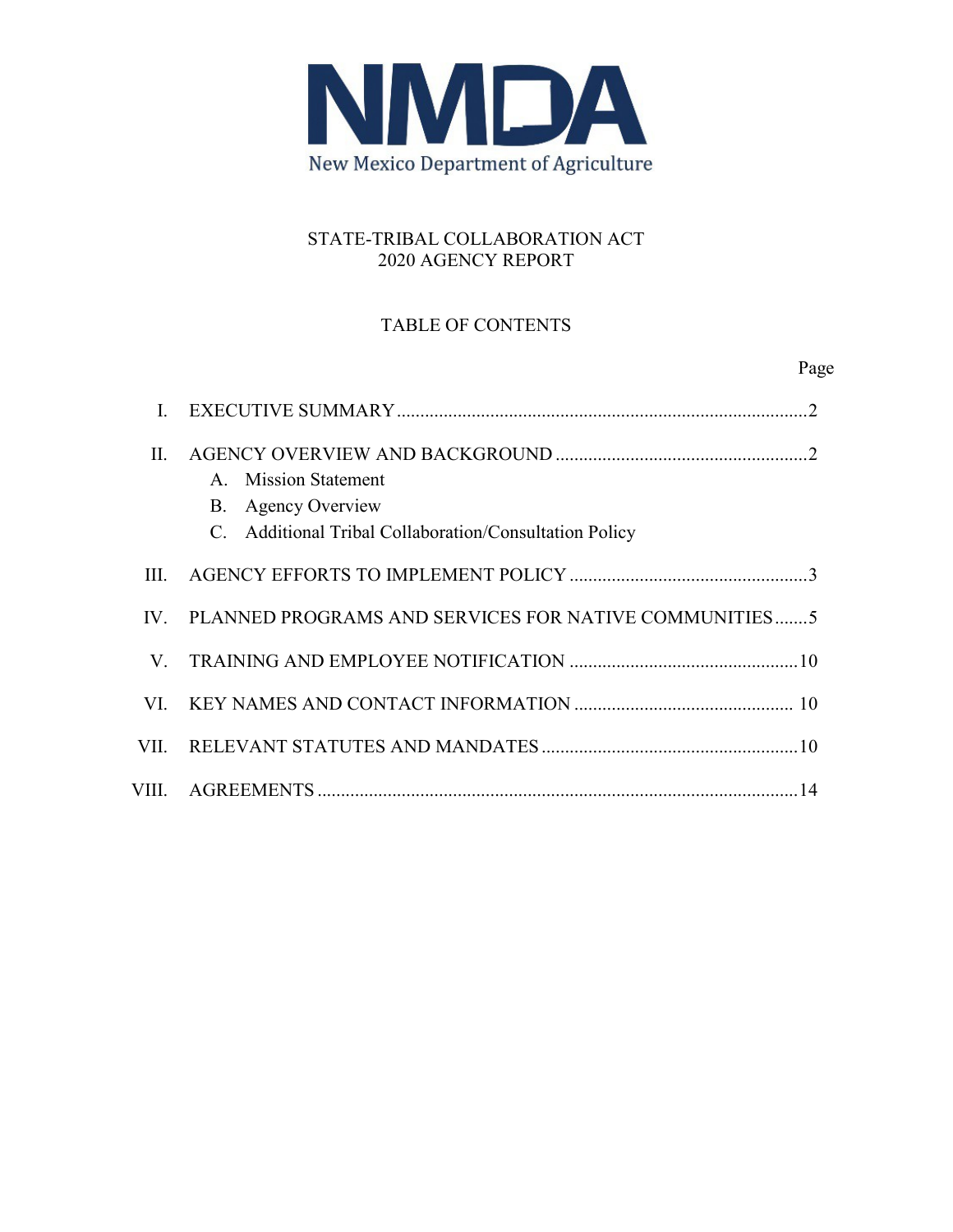NMDA

New Mexico Department of Agriculture

# STATE-TRIBAL COLLABORATION ACT
# 2020 AGENCY REPORT

## TABLE OF CONTENTS

| | | Page |
|---|---|---|
| I. | EXECUTIVE SUMMARY | 2 |
| II. | AGENCY OVERVIEW AND BACKGROUND | 2 |
| | A. Mission Statement | |
| | B. Agency Overview | |
| | C. Additional Tribal Collaboration/Consultation Policy | |
| III. | AGENCY EFFORTS TO IMPLEMENT POLICY | 3 |
| IV. | PLANNED PROGRAMS AND SERVICES FOR NATIVE COMMUNITIES | 5 |
| V. | TRAINING AND EMPLOYEE NOTIFICATION | 10 |
| VI. | KEY NAMES AND CONTACT INFORMATION | 10 |
| VII. | RELEVANT STATUTES AND MANDATES | 10 |
| VIII. | AGREEMENTS | 14 |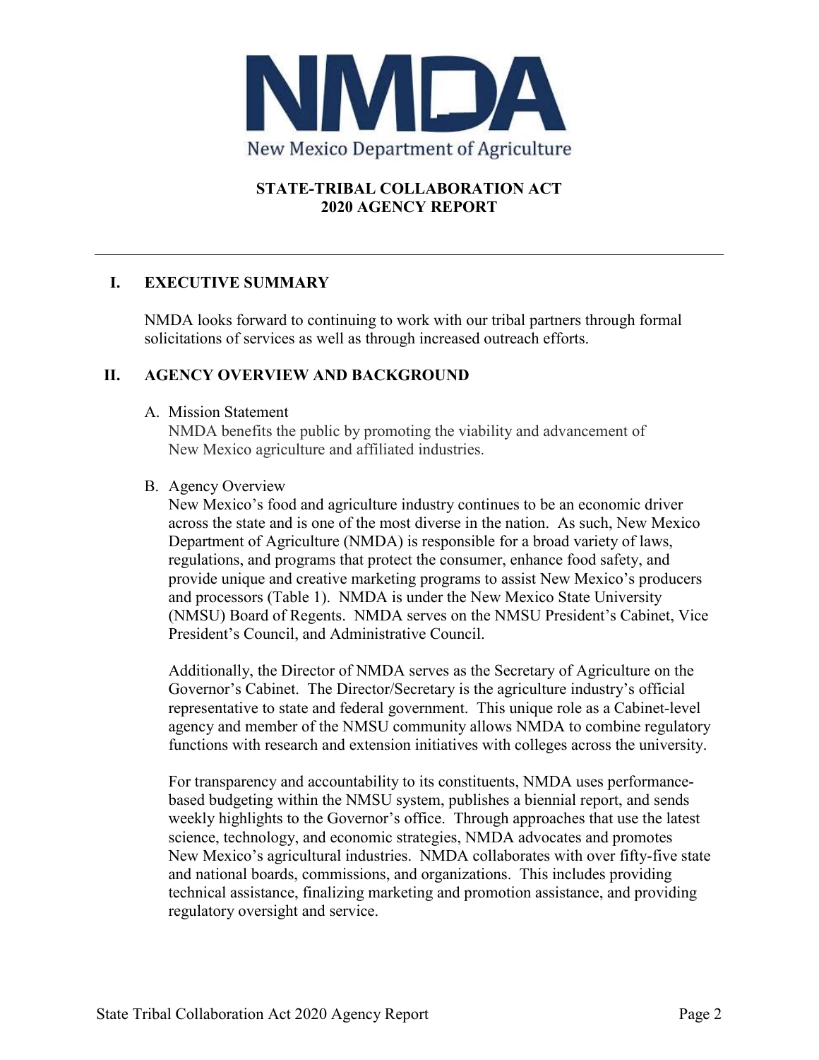**New Mexico Department of Agriculture**

# STATE-TRIBAL COLLABORATION ACT 2020 AGENCY REPORT

## I. EXECUTIVE SUMMARY

NMDA looks forward to continuing to work with our tribal partners through formal solicitations of services as well as through increased outreach efforts.

## II. AGENCY OVERVIEW AND BACKGROUND

### A. Mission Statement

NMDA benefits the public by promoting the viability and advancement of New Mexico agriculture and affiliated industries.

### B. Agency Overview

New Mexico's food and agriculture industry continues to be an economic driver across the state and is one of the most diverse in the nation. As such, New Mexico Department of Agriculture (NMDA) is responsible for a broad variety of laws, regulations, and programs that protect the consumer, enhance food safety, and provide unique and creative marketing programs to assist New Mexico's producers and processors (Table 1). NMDA is under the New Mexico State University (NMSU) Board of Regents. NMDA serves on the NMSU President's Cabinet, Vice President's Council, and Administrative Council.

Additionally, the Director of NMDA serves as the Secretary of Agriculture on the Governor's Cabinet. The Director/Secretary is the agriculture industry's official representative to state and federal government. This unique role as a Cabinet-level agency and member of the NMSU community allows NMDA to combine regulatory functions with research and extension initiatives with colleges across the university.

For transparency and accountability to its constituents, NMDA uses performance-based budgeting within the NMSU system, publishes a biennial report, and sends weekly highlights to the Governor's office. Through approaches that use the latest science, technology, and economic strategies, NMDA advocates and promotes New Mexico's agricultural industries. NMDA collaborates with over fifty-five state and national boards, commissions, and organizations. This includes providing technical assistance, finalizing marketing and promotion assistance, and providing regulatory oversight and service.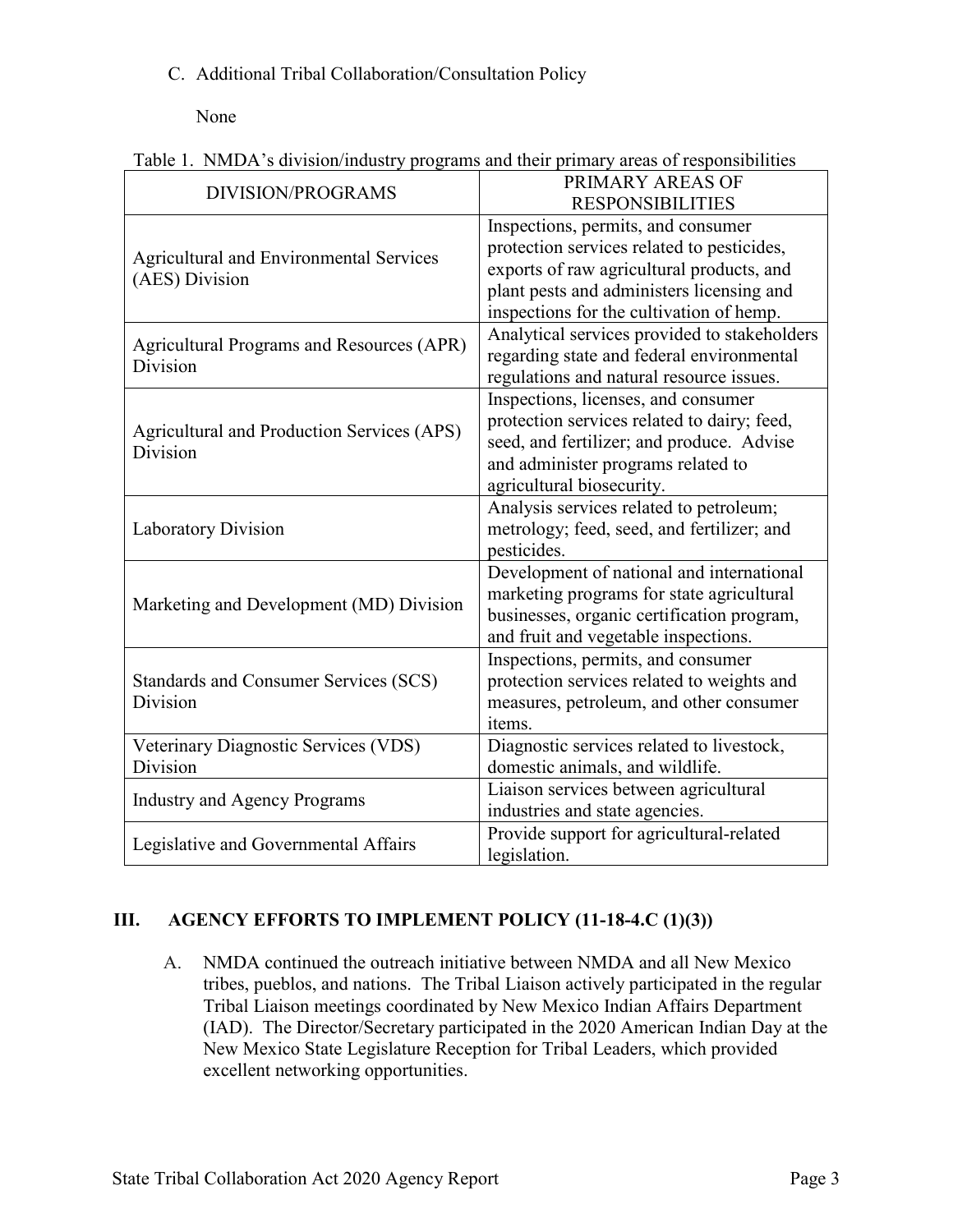C. Additional Tribal Collaboration/Consultation Policy

None

Table 1. NMDA's division/industry programs and their primary areas of responsibilities

| DIVISION/PROGRAMS | PRIMARY AREAS OF RESPONSIBILITIES |
|---|---|
| Agricultural and Environmental Services (AES) Division | Inspections, permits, and consumer protection services related to pesticides, exports of raw agricultural products, and plant pests and administers licensing and inspections for the cultivation of hemp. |
| Agricultural Programs and Resources (APR) Division | Analytical services provided to stakeholders regarding state and federal environmental regulations and natural resource issues. |
| Agricultural and Production Services (APS) Division | Inspections, licenses, and consumer protection services related to dairy; feed, seed, and fertilizer; and produce. Advise and administer programs related to agricultural biosecurity. |
| Laboratory Division | Analysis services related to petroleum; metrology; feed, seed, and fertilizer; and pesticides. |
| Marketing and Development (MD) Division | Development of national and international marketing programs for state agricultural businesses, organic certification program, and fruit and vegetable inspections. |
| Standards and Consumer Services (SCS) Division | Inspections, permits, and consumer protection services related to weights and measures, petroleum, and other consumer items. |
| Veterinary Diagnostic Services (VDS) Division | Diagnostic services related to livestock, domestic animals, and wildlife. |
| Industry and Agency Programs | Liaison services between agricultural industries and state agencies. |
| Legislative and Governmental Affairs | Provide support for agricultural-related legislation. |

## III. AGENCY EFFORTS TO IMPLEMENT POLICY (11-18-4.C (1)(3))

A. NMDA continued the outreach initiative between NMDA and all New Mexico tribes, pueblos, and nations. The Tribal Liaison actively participated in the regular Tribal Liaison meetings coordinated by New Mexico Indian Affairs Department (IAD). The Director/Secretary participated in the 2020 American Indian Day at the New Mexico State Legislature Reception for Tribal Leaders, which provided excellent networking opportunities.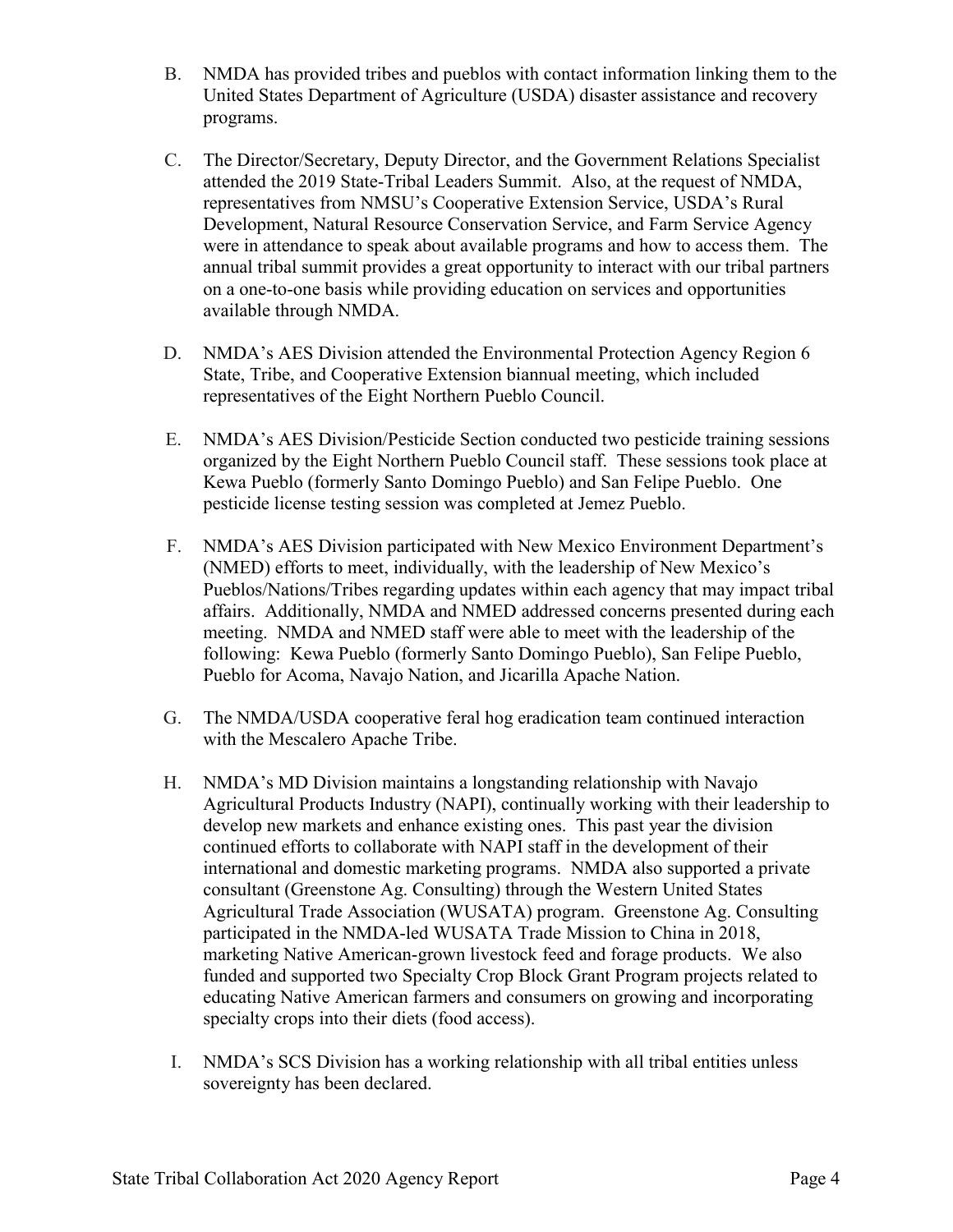B. NMDA has provided tribes and pueblos with contact information linking them to the United States Department of Agriculture (USDA) disaster assistance and recovery programs.

C. The Director/Secretary, Deputy Director, and the Government Relations Specialist attended the 2019 State-Tribal Leaders Summit. Also, at the request of NMDA, representatives from NMSU's Cooperative Extension Service, USDA's Rural Development, Natural Resource Conservation Service, and Farm Service Agency were in attendance to speak about available programs and how to access them. The annual tribal summit provides a great opportunity to interact with our tribal partners on a one-to-one basis while providing education on services and opportunities available through NMDA.

D. NMDA's AES Division attended the Environmental Protection Agency Region 6 State, Tribe, and Cooperative Extension biannual meeting, which included representatives of the Eight Northern Pueblo Council.

E. NMDA's AES Division/Pesticide Section conducted two pesticide training sessions organized by the Eight Northern Pueblo Council staff. These sessions took place at Kewa Pueblo (formerly Santo Domingo Pueblo) and San Felipe Pueblo. One pesticide license testing session was completed at Jemez Pueblo.

F. NMDA's AES Division participated with New Mexico Environment Department's (NMED) efforts to meet, individually, with the leadership of New Mexico's Pueblos/Nations/Tribes regarding updates within each agency that may impact tribal affairs. Additionally, NMDA and NMED addressed concerns presented during each meeting. NMDA and NMED staff were able to meet with the leadership of the following: Kewa Pueblo (formerly Santo Domingo Pueblo), San Felipe Pueblo, Pueblo for Acoma, Navajo Nation, and Jicarilla Apache Nation.

G. The NMDA/USDA cooperative feral hog eradication team continued interaction with the Mescalero Apache Tribe.

H. NMDA's MD Division maintains a longstanding relationship with Navajo Agricultural Products Industry (NAPI), continually working with their leadership to develop new markets and enhance existing ones. This past year the division continued efforts to collaborate with NAPI staff in the development of their international and domestic marketing programs. NMDA also supported a private consultant (Greenstone Ag. Consulting) through the Western United States Agricultural Trade Association (WUSATA) program. Greenstone Ag. Consulting participated in the NMDA-led WUSATA Trade Mission to China in 2018, marketing Native American-grown livestock feed and forage products. We also funded and supported two Specialty Crop Block Grant Program projects related to educating Native American farmers and consumers on growing and incorporating specialty crops into their diets (food access).

I. NMDA's SCS Division has a working relationship with all tribal entities unless sovereignty has been declared.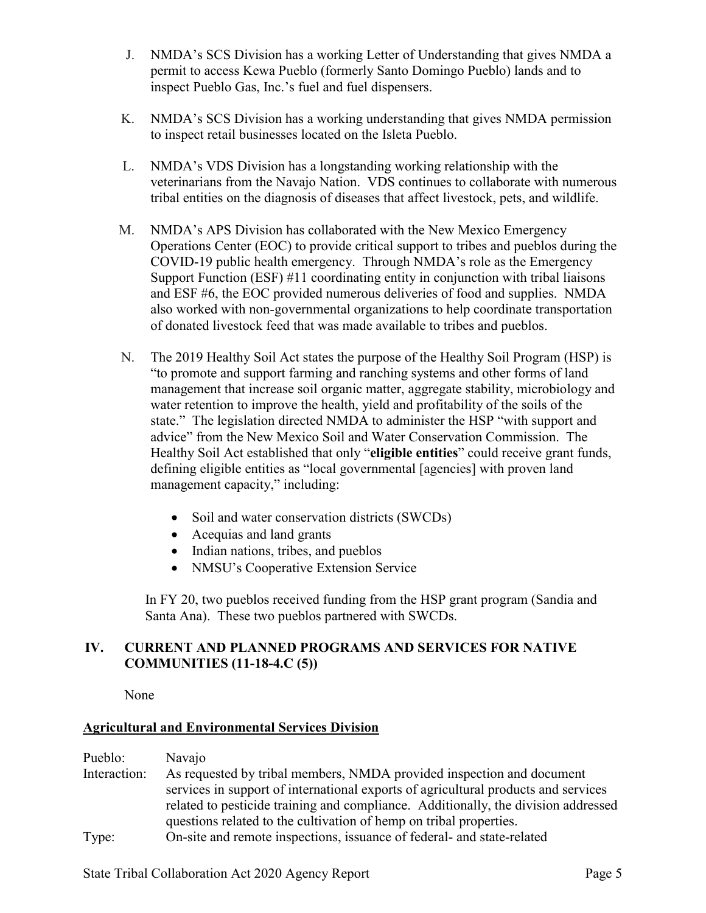J. NMDA's SCS Division has a working Letter of Understanding that gives NMDA a permit to access Kewa Pueblo (formerly Santo Domingo Pueblo) lands and to inspect Pueblo Gas, Inc.'s fuel and fuel dispensers.

K. NMDA's SCS Division has a working understanding that gives NMDA permission to inspect retail businesses located on the Isleta Pueblo.

L. NMDA's VDS Division has a longstanding working relationship with the veterinarians from the Navajo Nation. VDS continues to collaborate with numerous tribal entities on the diagnosis of diseases that affect livestock, pets, and wildlife.

M. NMDA's APS Division has collaborated with the New Mexico Emergency Operations Center (EOC) to provide critical support to tribes and pueblos during the COVID-19 public health emergency. Through NMDA's role as the Emergency Support Function (ESF) #11 coordinating entity in conjunction with tribal liaisons and ESF #6, the EOC provided numerous deliveries of food and supplies. NMDA also worked with non-governmental organizations to help coordinate transportation of donated livestock feed that was made available to tribes and pueblos.

N. The 2019 Healthy Soil Act states the purpose of the Healthy Soil Program (HSP) is "to promote and support farming and ranching systems and other forms of land management that increase soil organic matter, aggregate stability, microbiology and water retention to improve the health, yield and profitability of the soils of the state." The legislation directed NMDA to administer the HSP "with support and advice" from the New Mexico Soil and Water Conservation Commission. The Healthy Soil Act established that only "**eligible entities**" could receive grant funds, defining eligible entities as "local governmental [agencies] with proven land management capacity," including:

- Soil and water conservation districts (SWCDs)
- Acequias and land grants
- Indian nations, tribes, and pueblos
- NMSU's Cooperative Extension Service

In FY 20, two pueblos received funding from the HSP grant program (Sandia and Santa Ana). These two pueblos partnered with SWCDs.

## IV. CURRENT AND PLANNED PROGRAMS AND SERVICES FOR NATIVE COMMUNITIES (11-18-4.C (5))

None

### Agricultural and Environmental Services Division

Pueblo: Navajo

Interaction: As requested by tribal members, NMDA provided inspection and document services in support of international exports of agricultural products and services related to pesticide training and compliance. Additionally, the division addressed questions related to the cultivation of hemp on tribal properties.

Type: On-site and remote inspections, issuance of federal- and state-related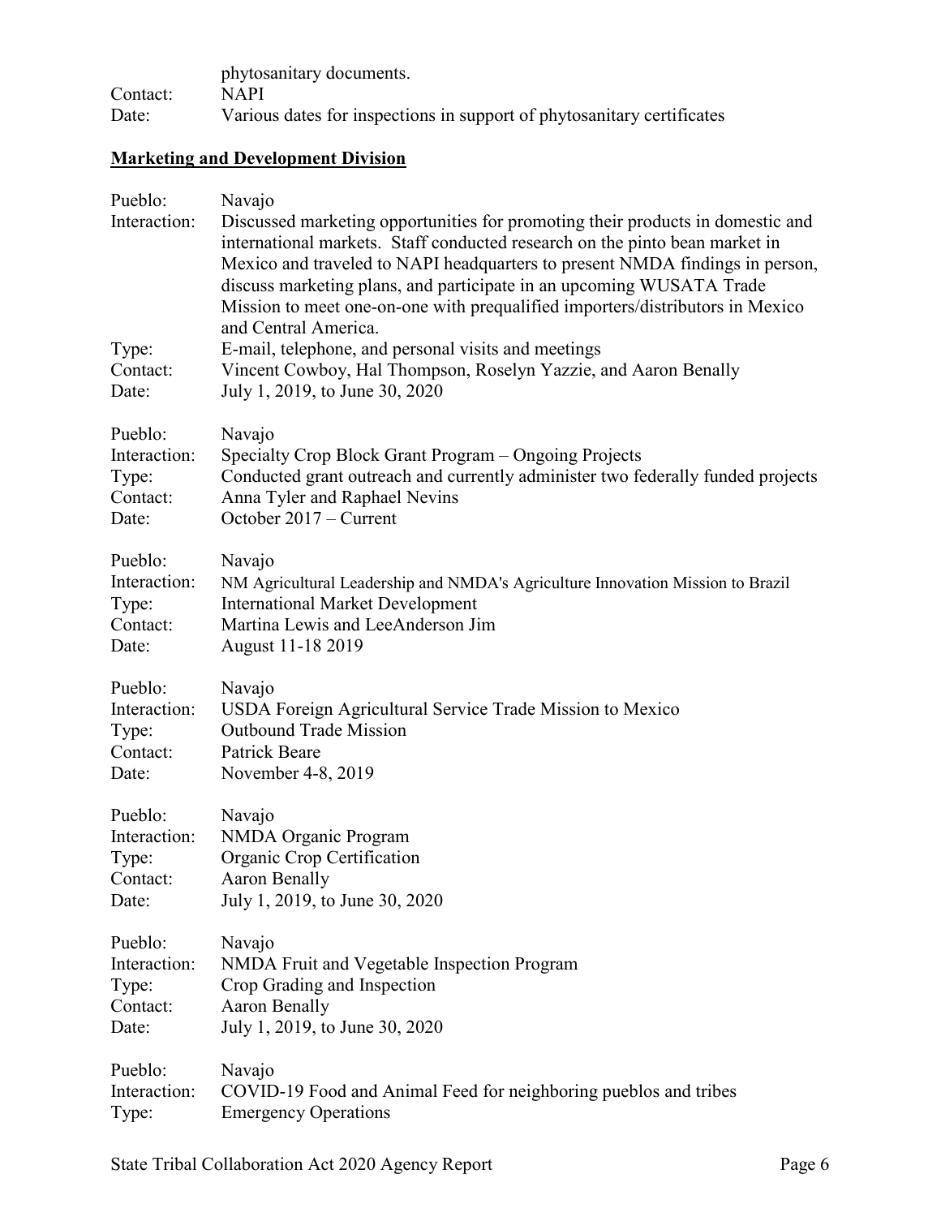phytosanitary documents.
Contact: NAPI
Date: Various dates for inspections in support of phytosanitary certificates

## Marketing and Development Division

Pueblo: Navajo
Interaction: Discussed marketing opportunities for promoting their products in domestic and international markets. Staff conducted research on the pinto bean market in Mexico and traveled to NAPI headquarters to present NMDA findings in person, discuss marketing plans, and participate in an upcoming WUSATA Trade Mission to meet one-on-one with prequalified importers/distributors in Mexico and Central America.
Type: E-mail, telephone, and personal visits and meetings
Contact: Vincent Cowboy, Hal Thompson, Roselyn Yazzie, and Aaron Benally
Date: July 1, 2019, to June 30, 2020

Pueblo: Navajo
Interaction: Specialty Crop Block Grant Program – Ongoing Projects
Type: Conducted grant outreach and currently administer two federally funded projects
Contact: Anna Tyler and Raphael Nevins
Date: October 2017 – Current

Pueblo: Navajo
Interaction: NM Agricultural Leadership and NMDA's Agriculture Innovation Mission to Brazil
Type: International Market Development
Contact: Martina Lewis and LeeAnderson Jim
Date: August 11-18 2019

Pueblo: Navajo
Interaction: USDA Foreign Agricultural Service Trade Mission to Mexico
Type: Outbound Trade Mission
Contact: Patrick Beare
Date: November 4-8, 2019

Pueblo: Navajo
Interaction: NMDA Organic Program
Type: Organic Crop Certification
Contact: Aaron Benally
Date: July 1, 2019, to June 30, 2020

Pueblo: Navajo
Interaction: NMDA Fruit and Vegetable Inspection Program
Type: Crop Grading and Inspection
Contact: Aaron Benally
Date: July 1, 2019, to June 30, 2020

Pueblo: Navajo
Interaction: COVID-19 Food and Animal Feed for neighboring pueblos and tribes
Type: Emergency Operations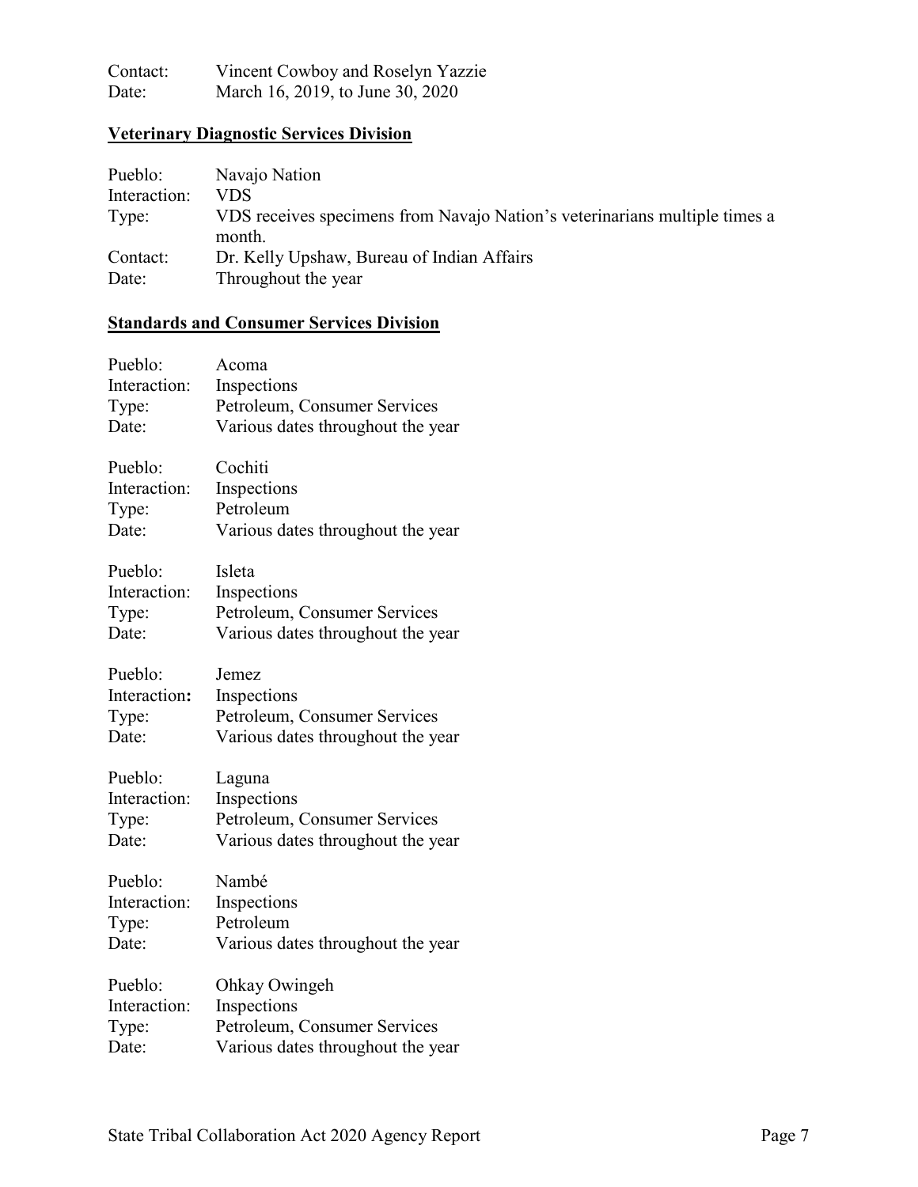Contact: Vincent Cowboy and Roselyn Yazzie
Date: March 16, 2019, to June 30, 2020

**Veterinary Diagnostic Services Division**

Pueblo: Navajo Nation
Interaction: VDS
Type: VDS receives specimens from Navajo Nation's veterinarians multiple times a month.
Contact: Dr. Kelly Upshaw, Bureau of Indian Affairs
Date: Throughout the year

**Standards and Consumer Services Division**

Pueblo: Acoma
Interaction: Inspections
Type: Petroleum, Consumer Services
Date: Various dates throughout the year

Pueblo: Cochiti
Interaction: Inspections
Type: Petroleum
Date: Various dates throughout the year

Pueblo: Isleta
Interaction: Inspections
Type: Petroleum, Consumer Services
Date: Various dates throughout the year

Pueblo: Jemez
Interaction: Inspections
Type: Petroleum, Consumer Services
Date: Various dates throughout the year

Pueblo: Laguna
Interaction: Inspections
Type: Petroleum, Consumer Services
Date: Various dates throughout the year

Pueblo: Nambé
Interaction: Inspections
Type: Petroleum
Date: Various dates throughout the year

Pueblo: Ohkay Owingeh
Interaction: Inspections
Type: Petroleum, Consumer Services
Date: Various dates throughout the year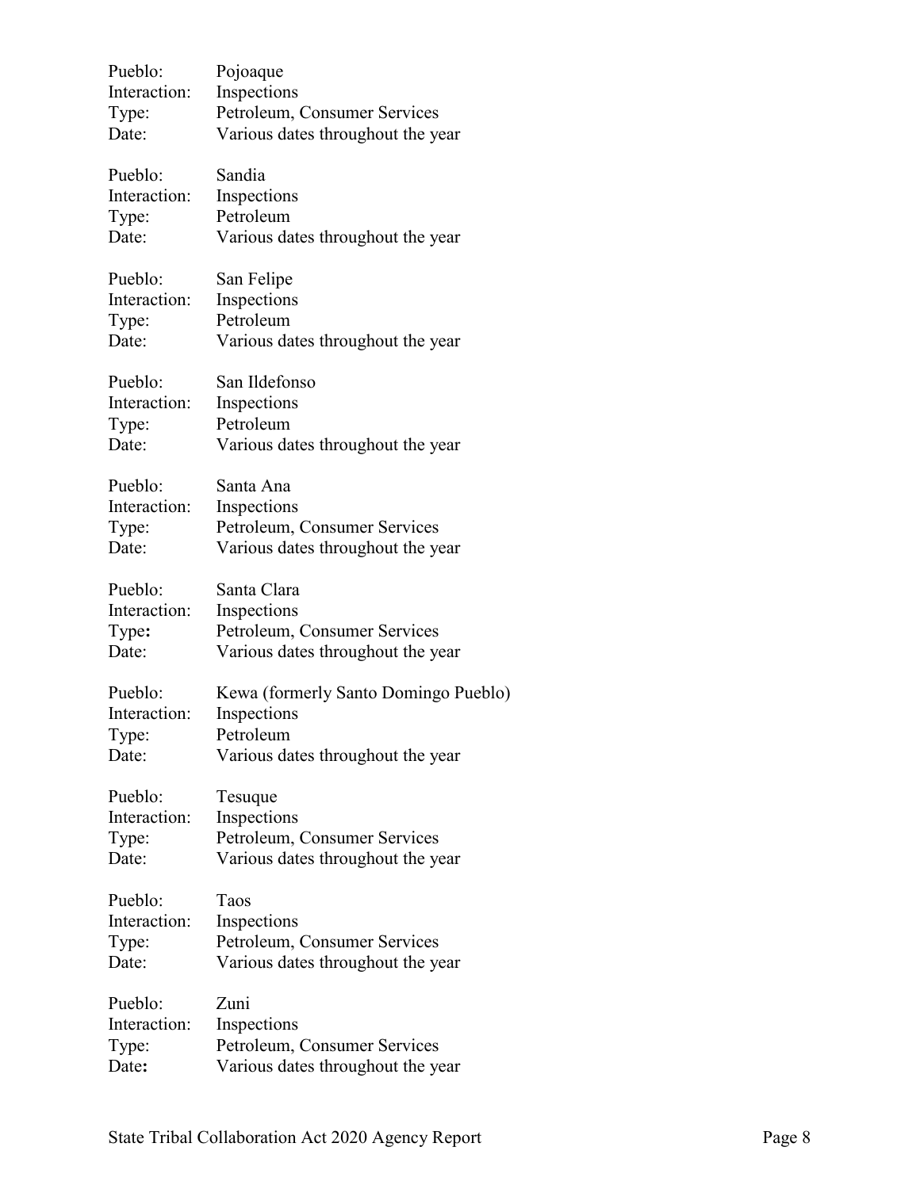Pueblo: Pojoaque
Interaction: Inspections
Type: Petroleum, Consumer Services
Date: Various dates throughout the year

Pueblo: Sandia
Interaction: Inspections
Type: Petroleum
Date: Various dates throughout the year

Pueblo: San Felipe
Interaction: Inspections
Type: Petroleum
Date: Various dates throughout the year

Pueblo: San Ildefonso
Interaction: Inspections
Type: Petroleum
Date: Various dates throughout the year

Pueblo: Santa Ana
Interaction: Inspections
Type: Petroleum, Consumer Services
Date: Various dates throughout the year

Pueblo: Santa Clara
Interaction: Inspections
Type: Petroleum, Consumer Services
Date: Various dates throughout the year

Pueblo: Kewa (formerly Santo Domingo Pueblo)
Interaction: Inspections
Type: Petroleum
Date: Various dates throughout the year

Pueblo: Tesuque
Interaction: Inspections
Type: Petroleum, Consumer Services
Date: Various dates throughout the year

Pueblo: Taos
Interaction: Inspections
Type: Petroleum, Consumer Services
Date: Various dates throughout the year

Pueblo: Zuni
Interaction: Inspections
Type: Petroleum, Consumer Services
Date: Various dates throughout the year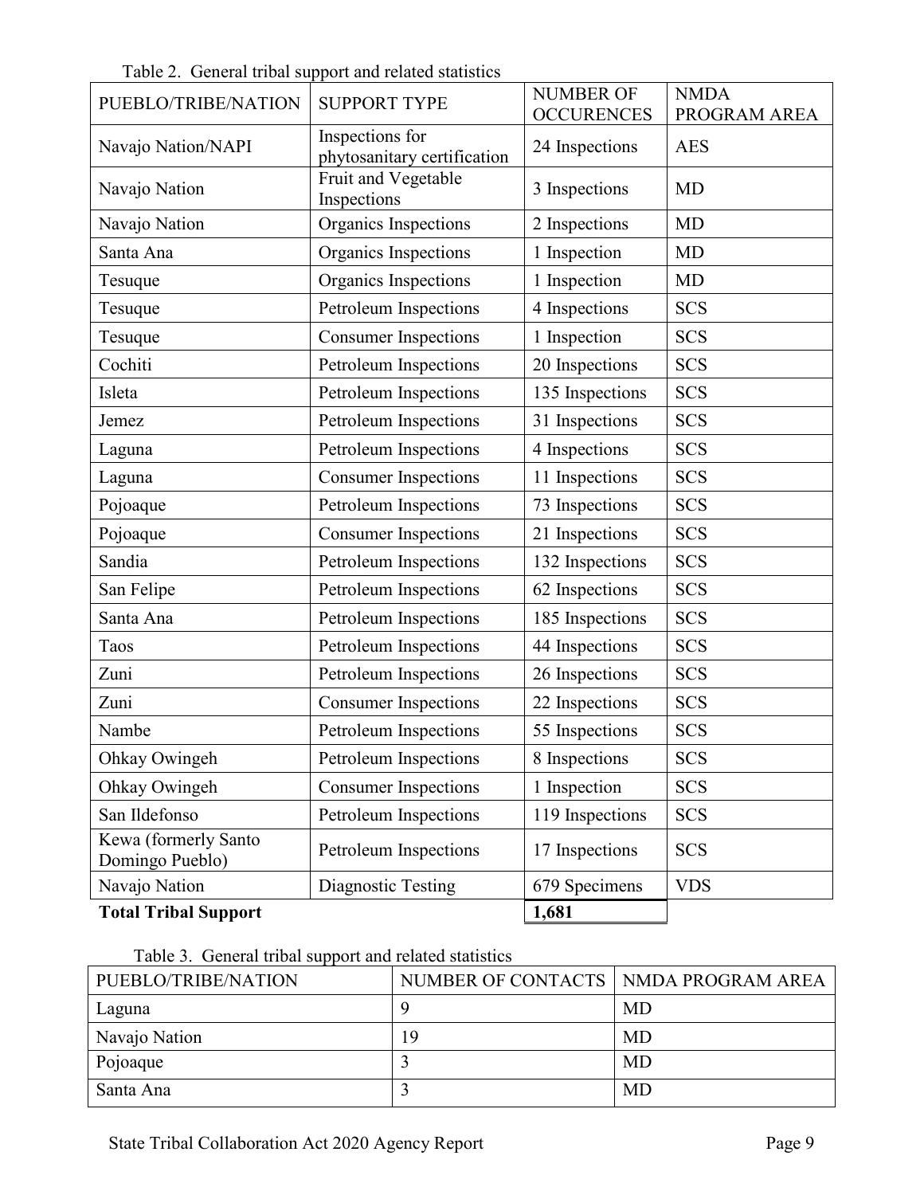Table 2. General tribal support and related statistics

| PUEBLO/TRIBE/NATION | SUPPORT TYPE | NUMBER OF OCCURENCES | NMDA PROGRAM AREA |
|---|---|---|---|
| Navajo Nation/NAPI | Inspections for phytosanitary certification | 24 Inspections | AES |
| Navajo Nation | Fruit and Vegetable Inspections | 3 Inspections | MD |
| Navajo Nation | Organics Inspections | 2 Inspections | MD |
| Santa Ana | Organics Inspections | 1 Inspection | MD |
| Tesuque | Organics Inspections | 1 Inspection | MD |
| Tesuque | Petroleum Inspections | 4 Inspections | SCS |
| Tesuque | Consumer Inspections | 1 Inspection | SCS |
| Cochiti | Petroleum Inspections | 20 Inspections | SCS |
| Isleta | Petroleum Inspections | 135 Inspections | SCS |
| Jemez | Petroleum Inspections | 31 Inspections | SCS |
| Laguna | Petroleum Inspections | 4 Inspections | SCS |
| Laguna | Consumer Inspections | 11 Inspections | SCS |
| Pojoaque | Petroleum Inspections | 73 Inspections | SCS |
| Pojoaque | Consumer Inspections | 21 Inspections | SCS |
| Sandia | Petroleum Inspections | 132 Inspections | SCS |
| San Felipe | Petroleum Inspections | 62 Inspections | SCS |
| Santa Ana | Petroleum Inspections | 185 Inspections | SCS |
| Taos | Petroleum Inspections | 44 Inspections | SCS |
| Zuni | Petroleum Inspections | 26 Inspections | SCS |
| Zuni | Consumer Inspections | 22 Inspections | SCS |
| Nambe | Petroleum Inspections | 55 Inspections | SCS |
| Ohkay Owingeh | Petroleum Inspections | 8 Inspections | SCS |
| Ohkay Owingeh | Consumer Inspections | 1 Inspection | SCS |
| San Ildefonso | Petroleum Inspections | 119 Inspections | SCS |
| Kewa (formerly Santo Domingo Pueblo) | Petroleum Inspections | 17 Inspections | SCS |
| Navajo Nation | Diagnostic Testing | 679 Specimens | VDS |
| **Total Tribal Support** | | **1,681** | |

Table 3. General tribal support and related statistics

| PUEBLO/TRIBE/NATION | NUMBER OF CONTACTS | NMDA PROGRAM AREA |
|---|---|---|
| Laguna | 9 | MD |
| Navajo Nation | 19 | MD |
| Pojoaque | 3 | MD |
| Santa Ana | 3 | MD |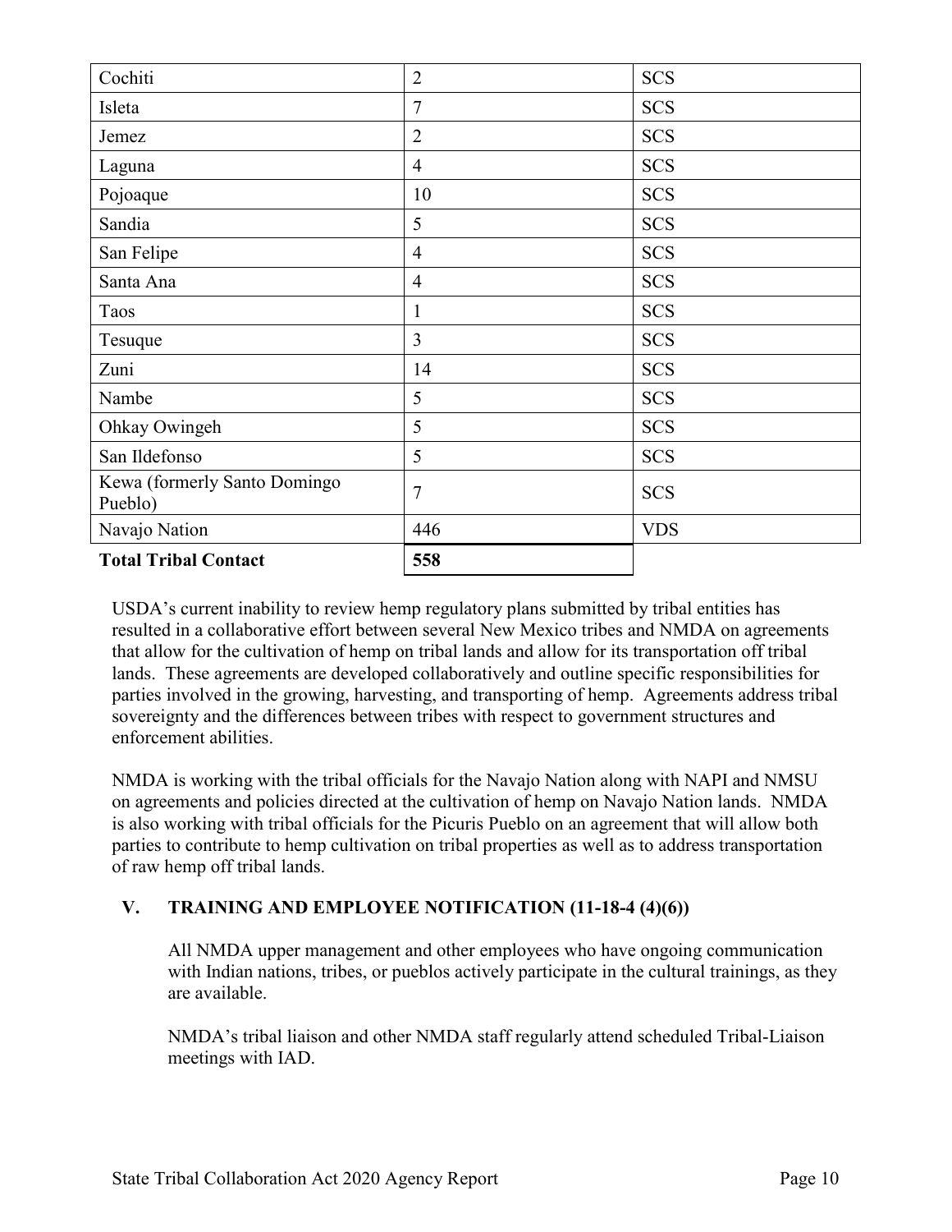| | | |
|---|---|---|
| Cochiti | 2 | SCS |
| Isleta | 7 | SCS |
| Jemez | 2 | SCS |
| Laguna | 4 | SCS |
| Pojoaque | 10 | SCS |
| Sandia | 5 | SCS |
| San Felipe | 4 | SCS |
| Santa Ana | 4 | SCS |
| Taos | 1 | SCS |
| Tesuque | 3 | SCS |
| Zuni | 14 | SCS |
| Nambe | 5 | SCS |
| Ohkay Owingeh | 5 | SCS |
| San Ildefonso | 5 | SCS |
| Kewa (formerly Santo Domingo Pueblo) | 7 | SCS |
| Navajo Nation | 446 | VDS |
| **Total Tribal Contact** | **558** | |

USDA's current inability to review hemp regulatory plans submitted by tribal entities has resulted in a collaborative effort between several New Mexico tribes and NMDA on agreements that allow for the cultivation of hemp on tribal lands and allow for its transportation off tribal lands. These agreements are developed collaboratively and outline specific responsibilities for parties involved in the growing, harvesting, and transporting of hemp. Agreements address tribal sovereignty and the differences between tribes with respect to government structures and enforcement abilities.

NMDA is working with the tribal officials for the Navajo Nation along with NAPI and NMSU on agreements and policies directed at the cultivation of hemp on Navajo Nation lands. NMDA is also working with tribal officials for the Picuris Pueblo on an agreement that will allow both parties to contribute to hemp cultivation on tribal properties as well as to address transportation of raw hemp off tribal lands.

## V. TRAINING AND EMPLOYEE NOTIFICATION (11-18-4 (4)(6))

All NMDA upper management and other employees who have ongoing communication with Indian nations, tribes, or pueblos actively participate in the cultural trainings, as they are available.

NMDA's tribal liaison and other NMDA staff regularly attend scheduled Tribal-Liaison meetings with IAD.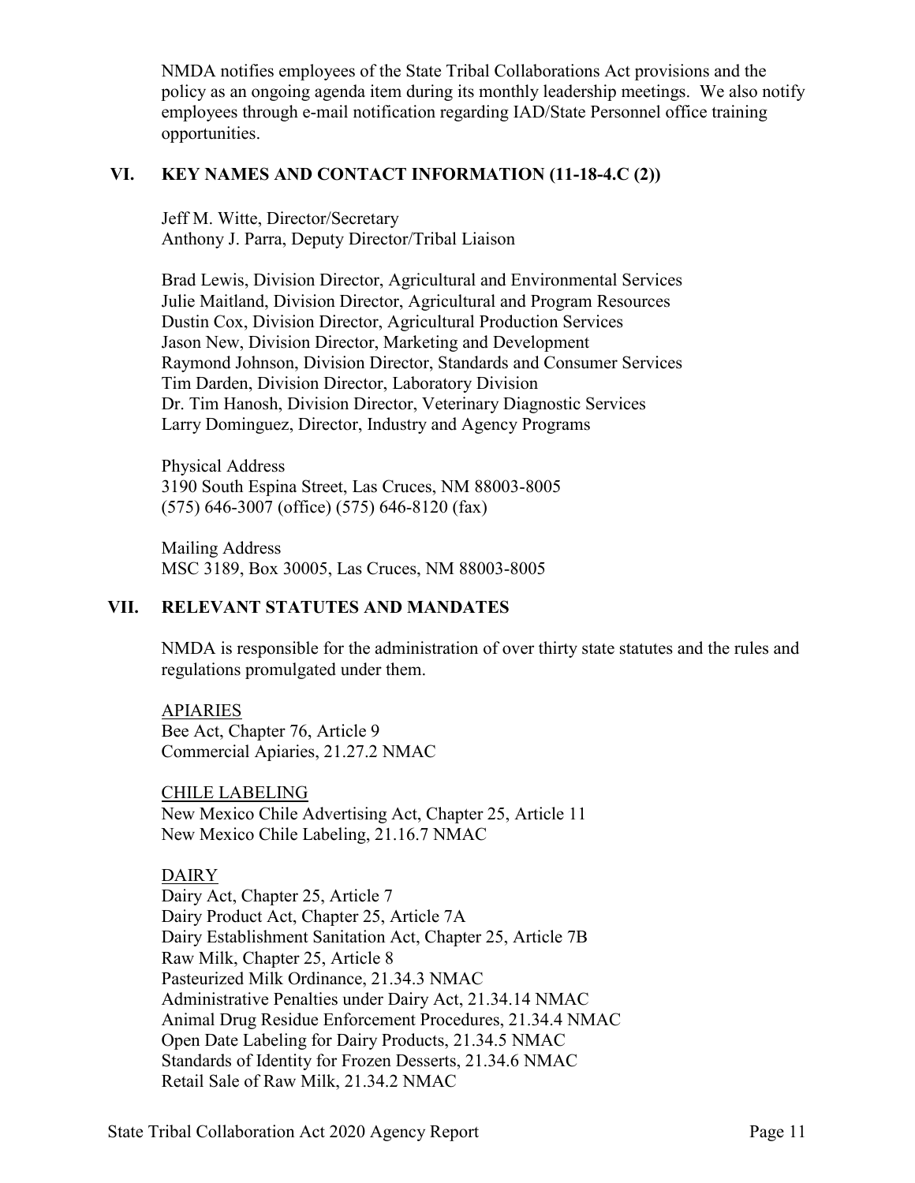NMDA notifies employees of the State Tribal Collaborations Act provisions and the policy as an ongoing agenda item during its monthly leadership meetings. We also notify employees through e-mail notification regarding IAD/State Personnel office training opportunities.

## VI. KEY NAMES AND CONTACT INFORMATION (11-18-4.C (2))

Jeff M. Witte, Director/Secretary
Anthony J. Parra, Deputy Director/Tribal Liaison

Brad Lewis, Division Director, Agricultural and Environmental Services
Julie Maitland, Division Director, Agricultural and Program Resources
Dustin Cox, Division Director, Agricultural Production Services
Jason New, Division Director, Marketing and Development
Raymond Johnson, Division Director, Standards and Consumer Services
Tim Darden, Division Director, Laboratory Division
Dr. Tim Hanosh, Division Director, Veterinary Diagnostic Services
Larry Dominguez, Director, Industry and Agency Programs

Physical Address
3190 South Espina Street, Las Cruces, NM 88003-8005
(575) 646-3007 (office) (575) 646-8120 (fax)

Mailing Address
MSC 3189, Box 30005, Las Cruces, NM 88003-8005

## VII. RELEVANT STATUTES AND MANDATES

NMDA is responsible for the administration of over thirty state statutes and the rules and regulations promulgated under them.

<u>APIARIES</u>
Bee Act, Chapter 76, Article 9
Commercial Apiaries, 21.27.2 NMAC

<u>CHILE LABELING</u>
New Mexico Chile Advertising Act, Chapter 25, Article 11
New Mexico Chile Labeling, 21.16.7 NMAC

<u>DAIRY</u>
Dairy Act, Chapter 25, Article 7
Dairy Product Act, Chapter 25, Article 7A
Dairy Establishment Sanitation Act, Chapter 25, Article 7B
Raw Milk, Chapter 25, Article 8
Pasteurized Milk Ordinance, 21.34.3 NMAC
Administrative Penalties under Dairy Act, 21.34.14 NMAC
Animal Drug Residue Enforcement Procedures, 21.34.4 NMAC
Open Date Labeling for Dairy Products, 21.34.5 NMAC
Standards of Identity for Frozen Desserts, 21.34.6 NMAC
Retail Sale of Raw Milk, 21.34.2 NMAC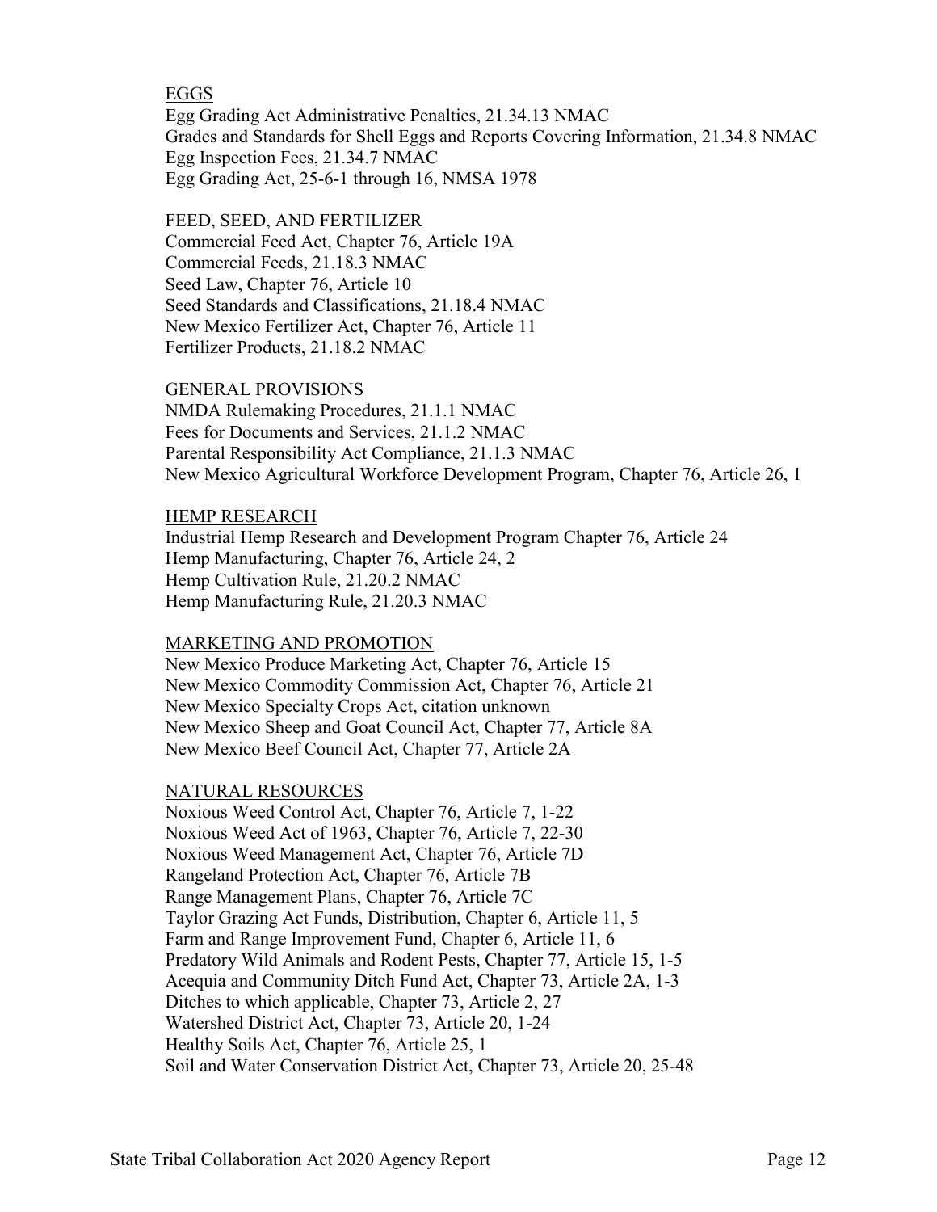EGGS

Egg Grading Act Administrative Penalties, 21.34.13 NMAC
Grades and Standards for Shell Eggs and Reports Covering Information, 21.34.8 NMAC
Egg Inspection Fees, 21.34.7 NMAC
Egg Grading Act, 25-6-1 through 16, NMSA 1978

FEED, SEED, AND FERTILIZER

Commercial Feed Act, Chapter 76, Article 19A
Commercial Feeds, 21.18.3 NMAC
Seed Law, Chapter 76, Article 10
Seed Standards and Classifications, 21.18.4 NMAC
New Mexico Fertilizer Act, Chapter 76, Article 11
Fertilizer Products, 21.18.2 NMAC

GENERAL PROVISIONS

NMDA Rulemaking Procedures, 21.1.1 NMAC
Fees for Documents and Services, 21.1.2 NMAC
Parental Responsibility Act Compliance, 21.1.3 NMAC
New Mexico Agricultural Workforce Development Program, Chapter 76, Article 26, 1

HEMP RESEARCH

Industrial Hemp Research and Development Program Chapter 76, Article 24
Hemp Manufacturing, Chapter 76, Article 24, 2
Hemp Cultivation Rule, 21.20.2 NMAC
Hemp Manufacturing Rule, 21.20.3 NMAC

MARKETING AND PROMOTION

New Mexico Produce Marketing Act, Chapter 76, Article 15
New Mexico Commodity Commission Act, Chapter 76, Article 21
New Mexico Specialty Crops Act, citation unknown
New Mexico Sheep and Goat Council Act, Chapter 77, Article 8A
New Mexico Beef Council Act, Chapter 77, Article 2A

NATURAL RESOURCES

Noxious Weed Control Act, Chapter 76, Article 7, 1-22
Noxious Weed Act of 1963, Chapter 76, Article 7, 22-30
Noxious Weed Management Act, Chapter 76, Article 7D
Rangeland Protection Act, Chapter 76, Article 7B
Range Management Plans, Chapter 76, Article 7C
Taylor Grazing Act Funds, Distribution, Chapter 6, Article 11, 5
Farm and Range Improvement Fund, Chapter 6, Article 11, 6
Predatory Wild Animals and Rodent Pests, Chapter 77, Article 15, 1-5
Acequia and Community Ditch Fund Act, Chapter 73, Article 2A, 1-3
Ditches to which applicable, Chapter 73, Article 2, 27
Watershed District Act, Chapter 73, Article 20, 1-24
Healthy Soils Act, Chapter 76, Article 25, 1
Soil and Water Conservation District Act, Chapter 73, Article 20, 25-48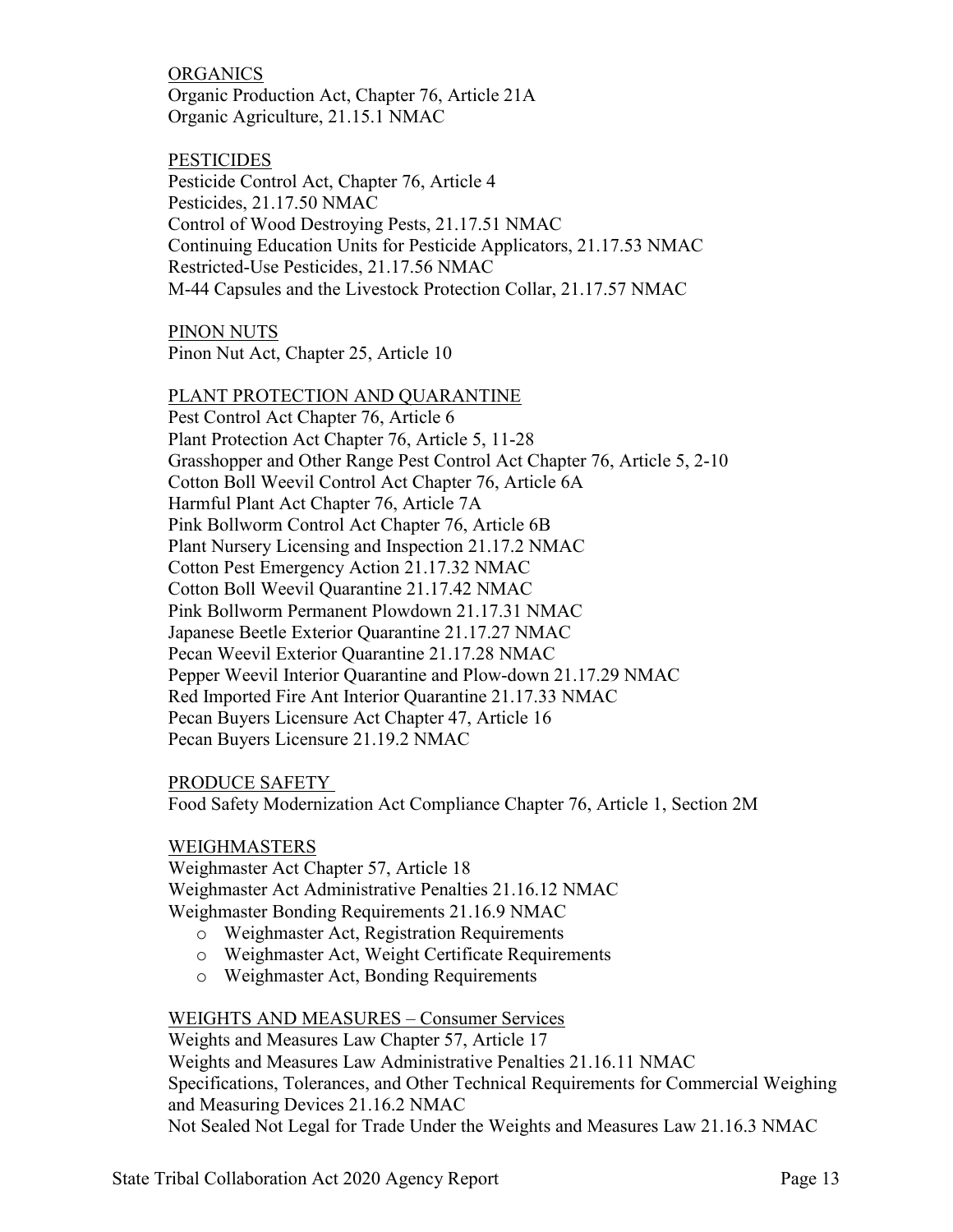ORGANICS

Organic Production Act, Chapter 76, Article 21A
Organic Agriculture, 21.15.1 NMAC

PESTICIDES

Pesticide Control Act, Chapter 76, Article 4
Pesticides, 21.17.50 NMAC
Control of Wood Destroying Pests, 21.17.51 NMAC
Continuing Education Units for Pesticide Applicators, 21.17.53 NMAC
Restricted-Use Pesticides, 21.17.56 NMAC
M-44 Capsules and the Livestock Protection Collar, 21.17.57 NMAC

PINON NUTS

Pinon Nut Act, Chapter 25, Article 10

PLANT PROTECTION AND QUARANTINE

Pest Control Act Chapter 76, Article 6
Plant Protection Act Chapter 76, Article 5, 11-28
Grasshopper and Other Range Pest Control Act Chapter 76, Article 5, 2-10
Cotton Boll Weevil Control Act Chapter 76, Article 6A
Harmful Plant Act Chapter 76, Article 7A
Pink Bollworm Control Act Chapter 76, Article 6B
Plant Nursery Licensing and Inspection 21.17.2 NMAC
Cotton Pest Emergency Action 21.17.32 NMAC
Cotton Boll Weevil Quarantine 21.17.42 NMAC
Pink Bollworm Permanent Plowdown 21.17.31 NMAC
Japanese Beetle Exterior Quarantine 21.17.27 NMAC
Pecan Weevil Exterior Quarantine 21.17.28 NMAC
Pepper Weevil Interior Quarantine and Plow-down 21.17.29 NMAC
Red Imported Fire Ant Interior Quarantine 21.17.33 NMAC
Pecan Buyers Licensure Act Chapter 47, Article 16
Pecan Buyers Licensure 21.19.2 NMAC

PRODUCE SAFETY

Food Safety Modernization Act Compliance Chapter 76, Article 1, Section 2M

WEIGHMASTERS

Weighmaster Act Chapter 57, Article 18
Weighmaster Act Administrative Penalties 21.16.12 NMAC
Weighmaster Bonding Requirements 21.16.9 NMAC

- Weighmaster Act, Registration Requirements
- Weighmaster Act, Weight Certificate Requirements
- Weighmaster Act, Bonding Requirements

WEIGHTS AND MEASURES – Consumer Services

Weights and Measures Law Chapter 57, Article 17
Weights and Measures Law Administrative Penalties 21.16.11 NMAC
Specifications, Tolerances, and Other Technical Requirements for Commercial Weighing and Measuring Devices 21.16.2 NMAC
Not Sealed Not Legal for Trade Under the Weights and Measures Law 21.16.3 NMAC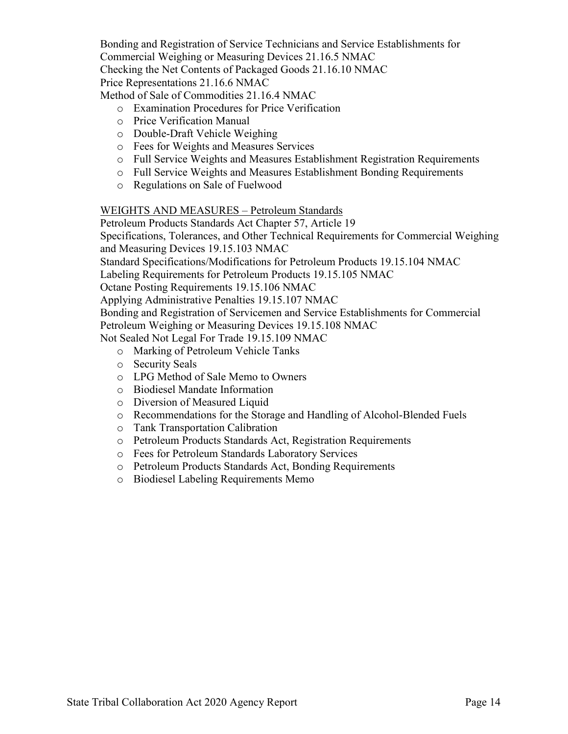Bonding and Registration of Service Technicians and Service Establishments for Commercial Weighing or Measuring Devices 21.16.5 NMAC
Checking the Net Contents of Packaged Goods 21.16.10 NMAC
Price Representations 21.16.6 NMAC
Method of Sale of Commodities 21.16.4 NMAC

- Examination Procedures for Price Verification
- Price Verification Manual
- Double-Draft Vehicle Weighing
- Fees for Weights and Measures Services
- Full Service Weights and Measures Establishment Registration Requirements
- Full Service Weights and Measures Establishment Bonding Requirements
- Regulations on Sale of Fuelwood

WEIGHTS AND MEASURES – Petroleum Standards

Petroleum Products Standards Act Chapter 57, Article 19
Specifications, Tolerances, and Other Technical Requirements for Commercial Weighing and Measuring Devices 19.15.103 NMAC
Standard Specifications/Modifications for Petroleum Products 19.15.104 NMAC
Labeling Requirements for Petroleum Products 19.15.105 NMAC
Octane Posting Requirements 19.15.106 NMAC
Applying Administrative Penalties 19.15.107 NMAC
Bonding and Registration of Servicemen and Service Establishments for Commercial Petroleum Weighing or Measuring Devices 19.15.108 NMAC
Not Sealed Not Legal For Trade 19.15.109 NMAC

- Marking of Petroleum Vehicle Tanks
- Security Seals
- LPG Method of Sale Memo to Owners
- Biodiesel Mandate Information
- Diversion of Measured Liquid
- Recommendations for the Storage and Handling of Alcohol-Blended Fuels
- Tank Transportation Calibration
- Petroleum Products Standards Act, Registration Requirements
- Fees for Petroleum Standards Laboratory Services
- Petroleum Products Standards Act, Bonding Requirements
- Biodiesel Labeling Requirements Memo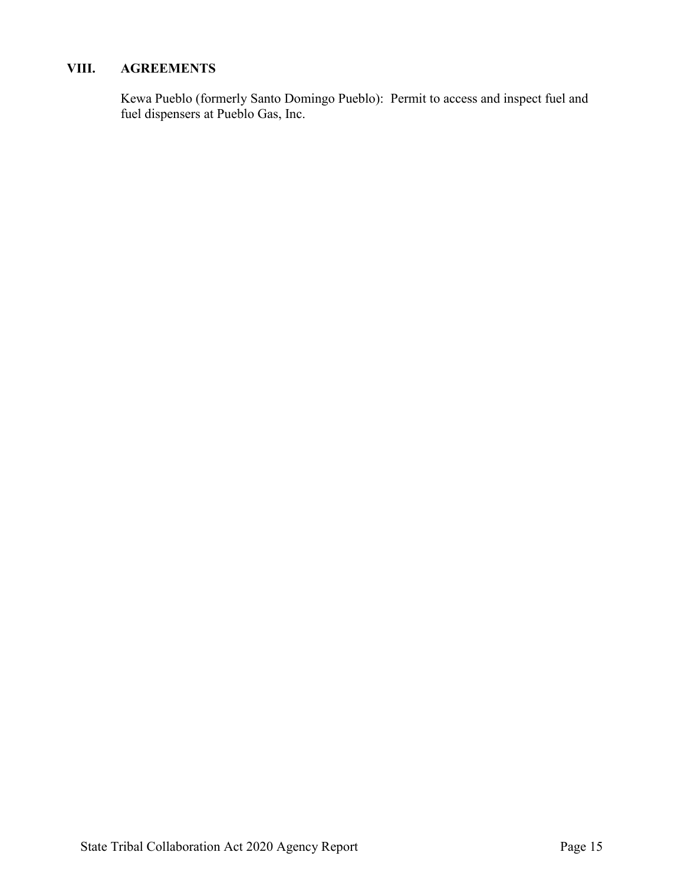## VIII. AGREEMENTS

Kewa Pueblo (formerly Santo Domingo Pueblo): Permit to access and inspect fuel and fuel dispensers at Pueblo Gas, Inc.